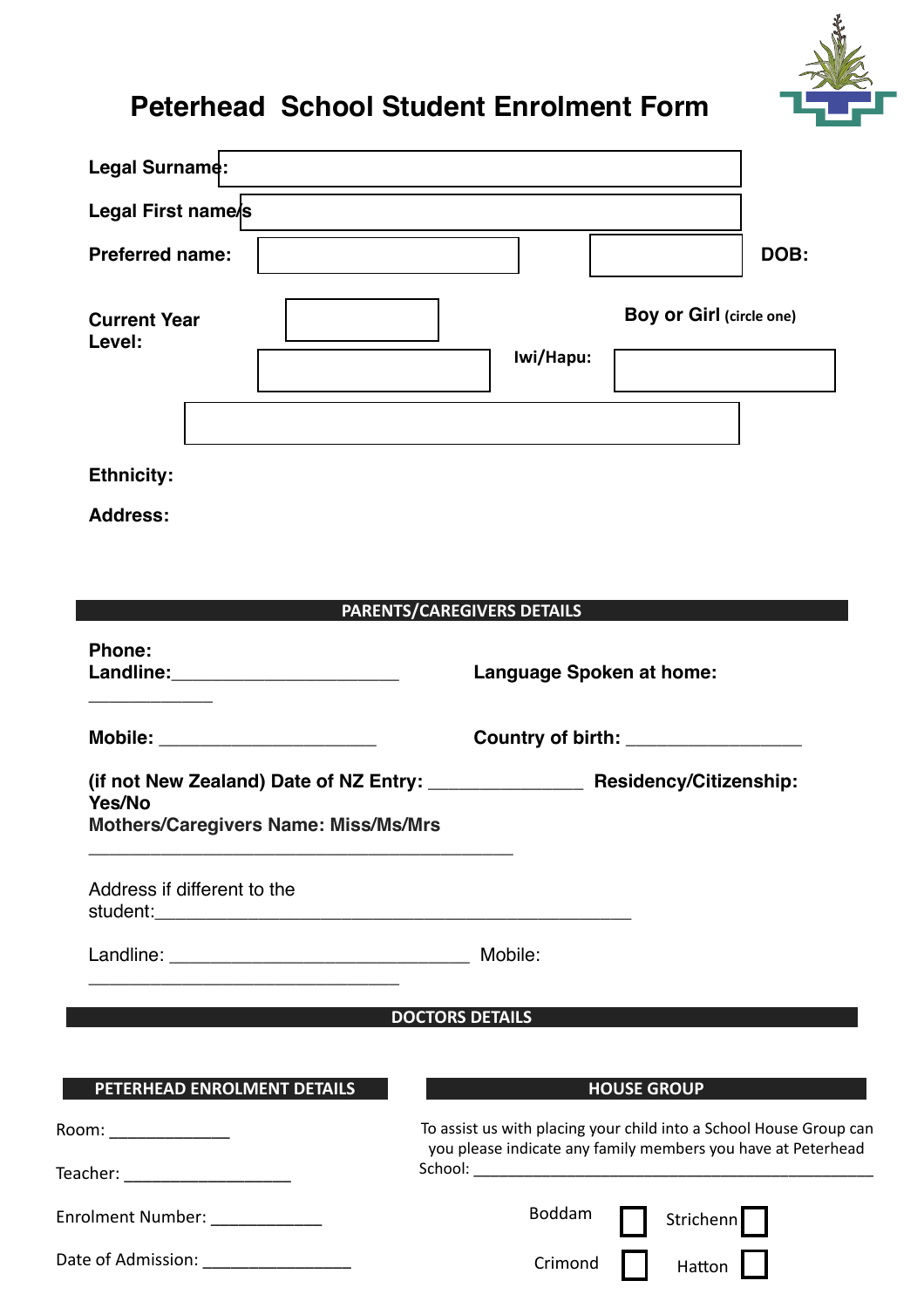# Peterhead School Student Enrolment Form

**Legal Surname:**

**Legal First name/s**

**Preferred name:** **DOB:**

**Current Year Level:** **Boy or Girl** (circle one)

**Iwi/Hapu:**

**Ethnicity:**

**Address:**

## PARENTS/CAREGIVERS DETAILS

**Phone:**
**Landline:**______________________ ____________ **Language Spoken at home:**

**Mobile:** _____________________ **Country of birth:** _________________

**(if not New Zealand) Date of NZ Entry:** ______________ **Residency/Citizenship: Yes/No**

**Mothers/Caregivers Name: Miss/Ms/Mrs** _________________________________________

Address if different to the student:_____________________________________________

Landline: _____________________________ Mobile: ______________________________

## DOCTORS DETAILS

## PETERHEAD ENROLMENT DETAILS

Room: ____________

Teacher: ________________

Enrolment Number: ___________

Date of Admission: _______________

## HOUSE GROUP

To assist us with placing your child into a School House Group can you please indicate any family members you have at Peterhead School: _________________________________________

Boddam ☐ Strichenn ☐

Crimond ☐ Hatton ☐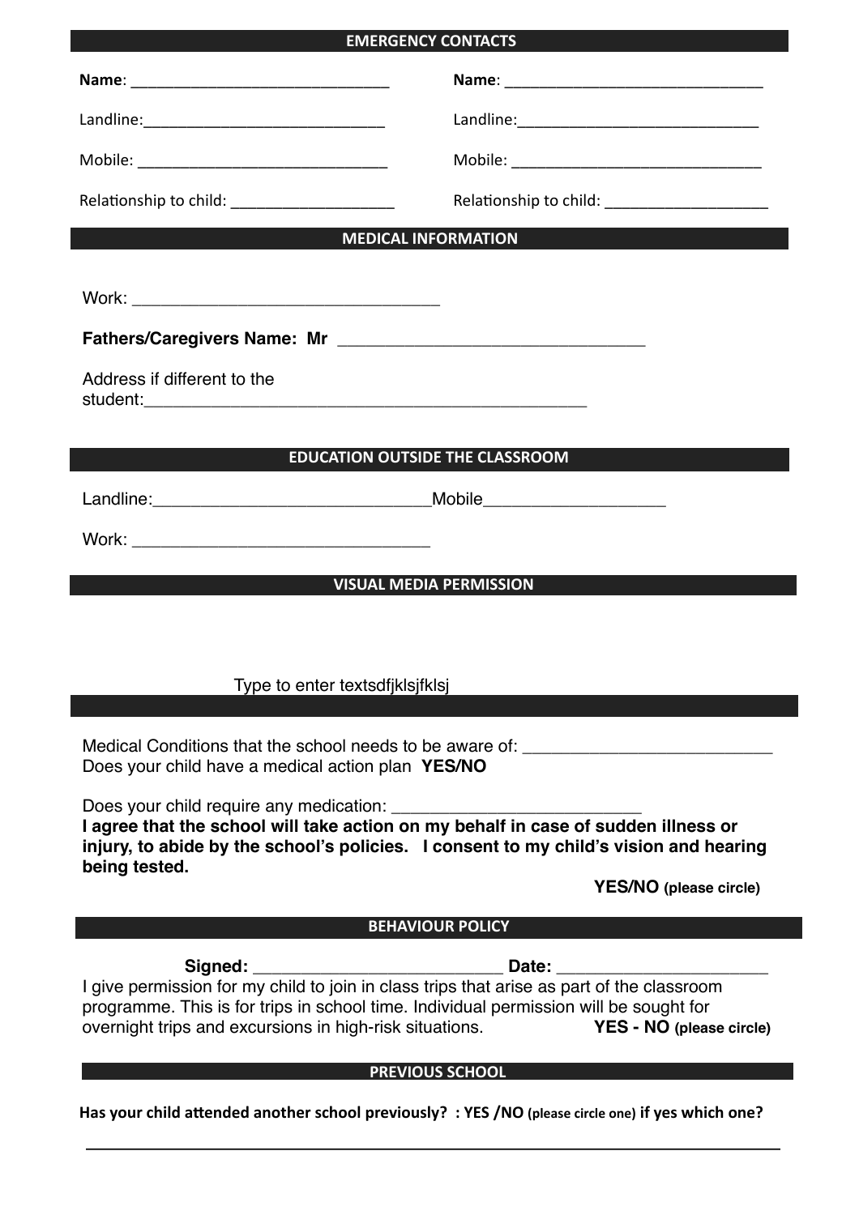## EMERGENCY CONTACTS

**Name**: _______________________________

Landline:_____________________________

Mobile: ______________________________

Relationship to child: ____________________

**Name**: _______________________________

Landline:_____________________________

Mobile: ______________________________

Relationship to child: ____________________

## MEDICAL INFORMATION

Work: _________________________________

**Fathers/Caregivers Name: Mr** _________________________________

Address if different to the student:_____________________________________________

## EDUCATION OUTSIDE THE CLASSROOM

Landline:_____________________________Mobile___________________

Work: ________________________________

## VISUAL MEDIA PERMISSION

Type to enter textsdfjklsjfklsj

Medical Conditions that the school needs to be aware of: __________________________
Does your child have a medical action plan **YES/NO**

Does your child require any medication: _________________________
**I agree that the school will take action on my behalf in case of sudden illness or injury, to abide by the school's policies. I consent to my child's vision and hearing being tested.**

**YES/NO (please circle)**

## BEHAVIOUR POLICY

**Signed:** _________________________ **Date:** _____________________
I give permission for my child to join in class trips that arise as part of the classroom programme. This is for trips in school time. Individual permission will be sought for overnight trips and excursions in high-risk situations. **YES - NO (please circle)**

## PREVIOUS SCHOOL

**Has your child attended another school previously? : YES /NO (please circle one) if yes which one?**

_______________________________________________________________________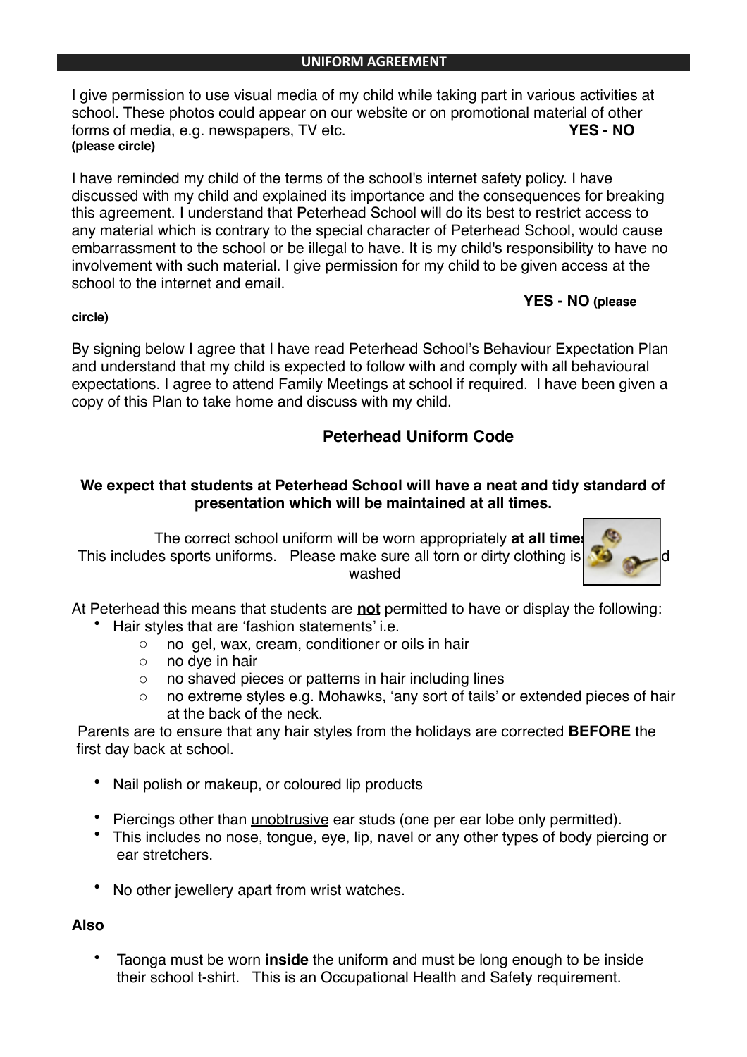## UNIFORM AGREEMENT

I give permission to use visual media of my child while taking part in various activities at school. These photos could appear on our website or on promotional material of other forms of media, e.g. newspapers, TV etc. **YES - NO (please circle)**

I have reminded my child of the terms of the school's internet safety policy. I have discussed with my child and explained its importance and the consequences for breaking this agreement. I understand that Peterhead School will do its best to restrict access to any material which is contrary to the special character of Peterhead School, would cause embarrassment to the school or be illegal to have. It is my child's responsibility to have no involvement with such material. I give permission for my child to be given access at the school to the internet and email.

**YES - NO (please circle)**

By signing below I agree that I have read Peterhead School's Behaviour Expectation Plan and understand that my child is expected to follow with and comply with all behavioural expectations. I agree to attend Family Meetings at school if required. I have been given a copy of this Plan to take home and discuss with my child.

## Peterhead Uniform Code

**We expect that students at Peterhead School will have a neat and tidy standard of presentation which will be maintained at all times.**

The correct school uniform will be worn appropriately **at all times**. This includes sports uniforms. Please make sure all torn or dirty clothing is [...]d washed

At Peterhead this means that students are <u>**not**</u> permitted to have or display the following:

- Hair styles that are 'fashion statements' i.e.
  - no gel, wax, cream, conditioner or oils in hair
  - no dye in hair
  - no shaved pieces or patterns in hair including lines
  - no extreme styles e.g. Mohawks, 'any sort of tails' or extended pieces of hair at the back of the neck.

Parents are to ensure that any hair styles from the holidays are corrected **BEFORE** the first day back at school.

- Nail polish or makeup, or coloured lip products
- Piercings other than <u>unobtrusive</u> ear studs (one per ear lobe only permitted).
- This includes no nose, tongue, eye, lip, navel <u>or any other types</u> of body piercing or ear stretchers.
- No other jewellery apart from wrist watches.

**Also**

- Taonga must be worn **inside** the uniform and must be long enough to be inside their school t-shirt. This is an Occupational Health and Safety requirement.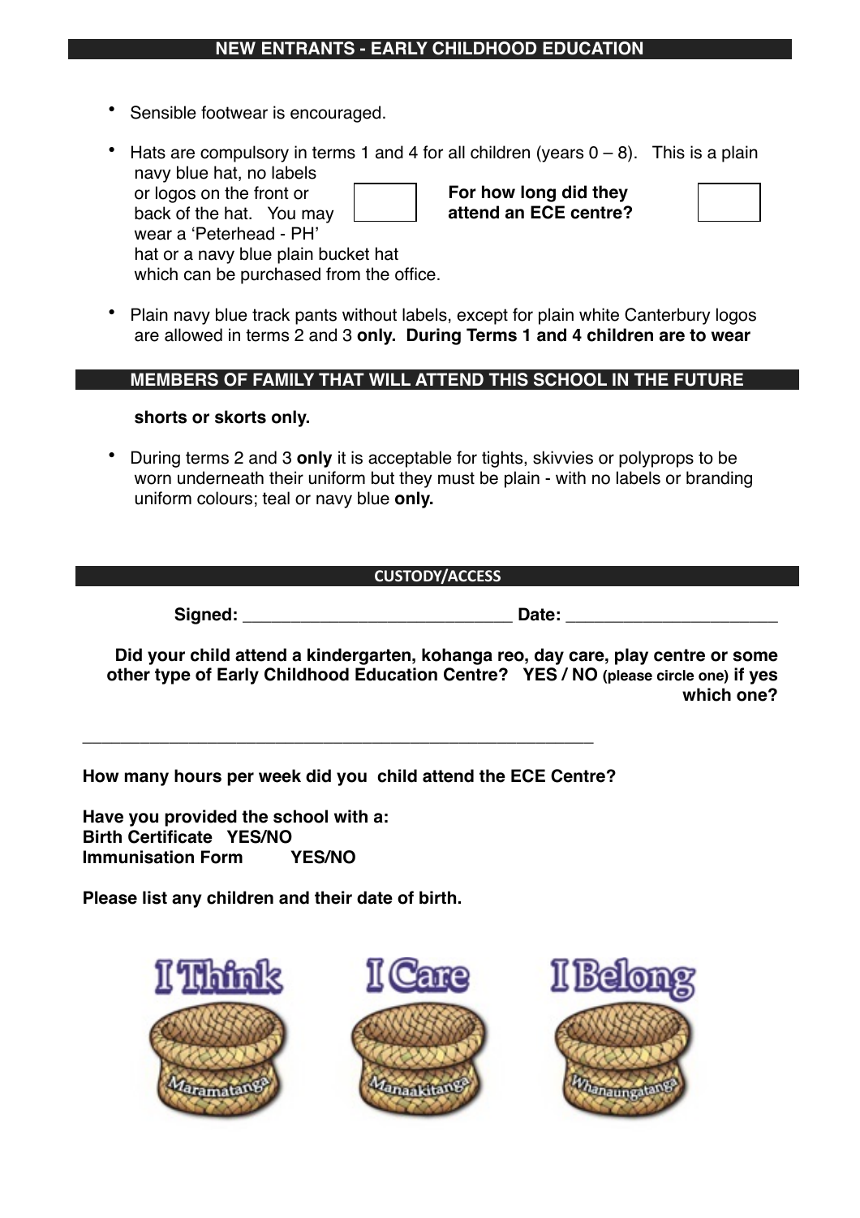## NEW ENTRANTS - EARLY CHILDHOOD EDUCATION

- Sensible footwear is encouraged.
- Hats are compulsory in terms 1 and 4 for all children (years 0 – 8). This is a plain navy blue hat, no labels or logos on the front or back of the hat. You may wear a 'Peterhead - PH' hat or a navy blue plain bucket hat which can be purchased from the office.

**For how long did they attend an ECE centre?**

- Plain navy blue track pants without labels, except for plain white Canterbury logos are allowed in terms 2 and 3 **only. During Terms 1 and 4 children are to wear**

## MEMBERS OF FAMILY THAT WILL ATTEND THIS SCHOOL IN THE FUTURE

**shorts or skorts only.**

- During terms 2 and 3 **only** it is acceptable for tights, skivvies or polyprops to be worn underneath their uniform but they must be plain - with no labels or branding uniform colours; teal or navy blue **only.**

## CUSTODY/ACCESS

**Signed:** ___________________________ **Date:** ____________________

**Did your child attend a kindergarten, kohanga reo, day care, play centre or some other type of Early Childhood Education Centre? YES / NO (please circle one) if yes which one?**

___________________________________________________

**How many hours per week did you child attend the ECE Centre?**

**Have you provided the school with a:**
**Birth Certificate YES/NO**
**Immunisation Form YES/NO**

**Please list any children and their date of birth.**

I Think — Maramatanga

I Care — Manaakitanga

I Belong — Whanaungatanga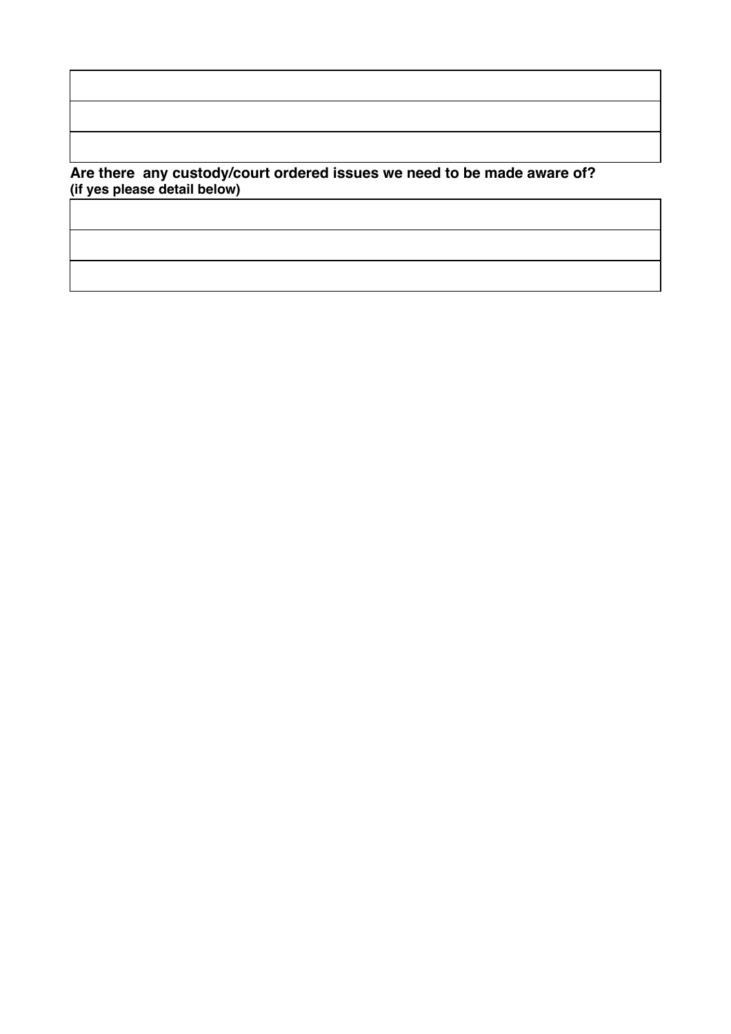| |
|---|
| |
| |
| |

**Are there  any custody/court ordered issues we need to be made aware of?**
**(if yes please detail below)**

| |
|---|
| |
| |
| |